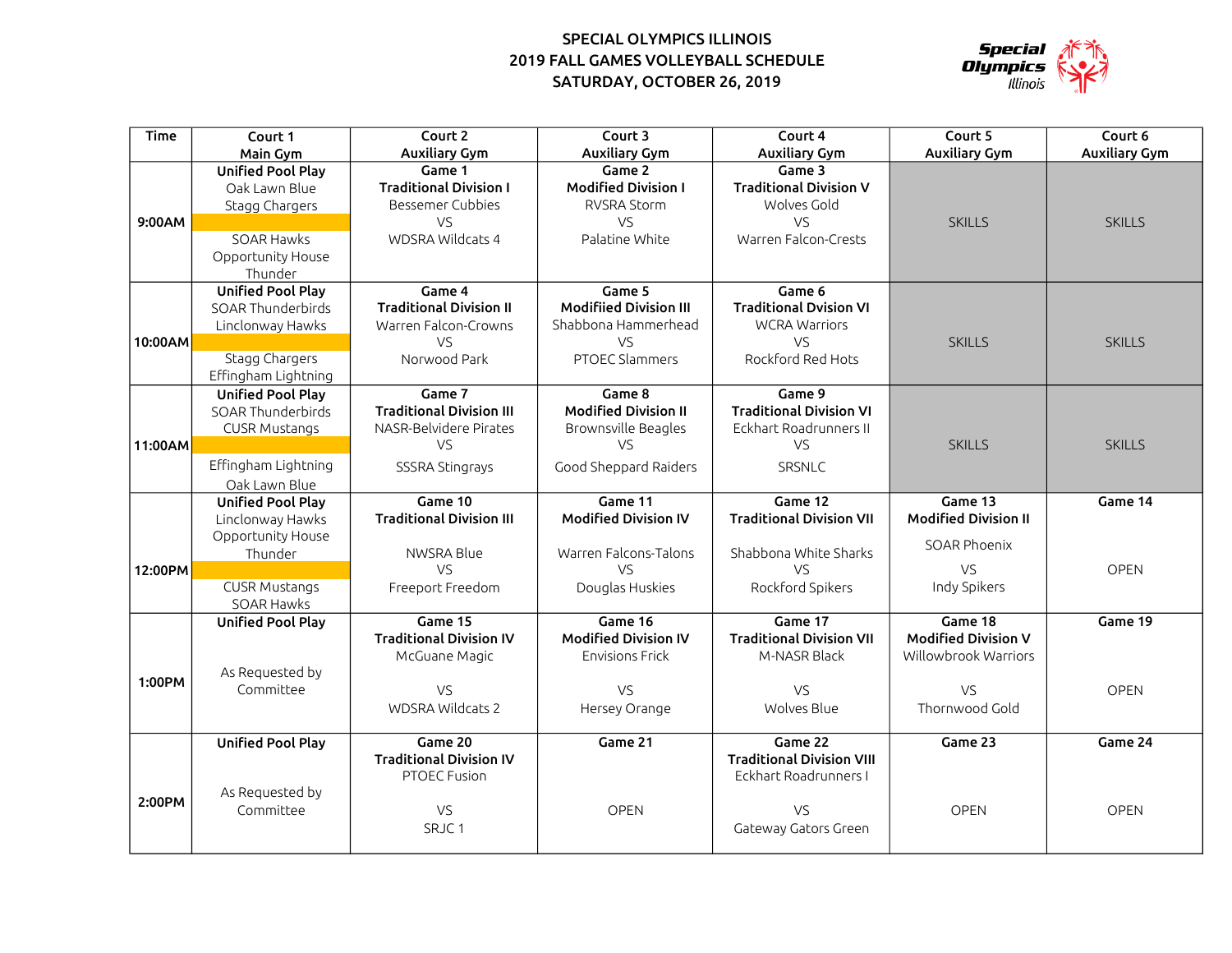# SPECIAL OLYMPICS ILLINOIS
## 2019 FALL GAMES VOLLEYBALL SCHEDULE
## SATURDAY, OCTOBER 26, 2019

| Time | Court 1 Main Gym | Court 2 Auxiliary Gym | Court 3 Auxiliary Gym | Court 4 Auxiliary Gym | Court 5 Auxiliary Gym | Court 6 Auxiliary Gym |
|---|---|---|---|---|---|---|
| 9:00AM | **Unified Pool Play** Oak Lawn Blue Stagg Chargers / SOAR Hawks Opportunity House Thunder | **Game 1** **Traditional Division I** Bessemer Cubbies VS WDSRA Wildcats 4 | **Game 2** **Modified Division I** RVSRA Storm VS Palatine White | **Game 3** **Traditional Division V** Wolves Gold VS Warren Falcon-Crests | SKILLS | SKILLS |
| 10:00AM | **Unified Pool Play** SOAR Thunderbirds Linclonway Hawks / Stagg Chargers Effingham Lightning | **Game 4** **Traditional Division II** Warren Falcon-Crowns VS Norwood Park | **Game 5** **Modifiied Division III** Shabbona Hammerhead VS PTOEC Slammers | **Game 6** **Traditional Dvision VI** WCRA Warriors VS Rockford Red Hots | SKILLS | SKILLS |
| 11:00AM | **Unified Pool Play** SOAR Thunderbirds CUSR Mustangs / Effingham Lightning Oak Lawn Blue | **Game 7** **Traditional Division III** NASR-Belvidere Pirates VS SSSRA Stingrays | **Game 8** **Modified Division II** Brownsville Beagles VS Good Sheppard Raiders | **Game 9** **Traditional Division VI** Eckhart Roadrunners II VS SRSNLC | SKILLS | SKILLS |
| 12:00PM | **Unified Pool Play** Linclonway Hawks Opportunity House Thunder / CUSR Mustangs SOAR Hawks | **Game 10** **Traditional Division III** NWSRA Blue VS Freeport Freedom | **Game 11** **Modified Division IV** Warren Falcons-Talons VS Douglas Huskies | **Game 12** **Traditional Division VII** Shabbona White Sharks VS Rockford Spikers | **Game 13** **Modified Division II** SOAR Phoenix VS Indy Spikers | **Game 14** OPEN |
| 1:00PM | **Unified Pool Play** As Requested by Committee | **Game 15** **Traditional Division IV** McGuane Magic VS WDSRA Wildcats 2 | **Game 16** **Modified Division IV** Envisions Frick VS Hersey Orange | **Game 17** **Traditional Division VII** M-NASR Black VS Wolves Blue | **Game 18** **Modified Division V** Willowbrook Warriors VS Thornwood Gold | **Game 19** OPEN |
| 2:00PM | **Unified Pool Play** As Requested by Committee | **Game 20** **Traditional Division IV** PTOEC Fusion VS SRJC 1 | **Game 21** OPEN | **Game 22** **Traditional Division VIII** Eckhart Roadrunners I VS Gateway Gators Green | **Game 23** OPEN | **Game 24** OPEN |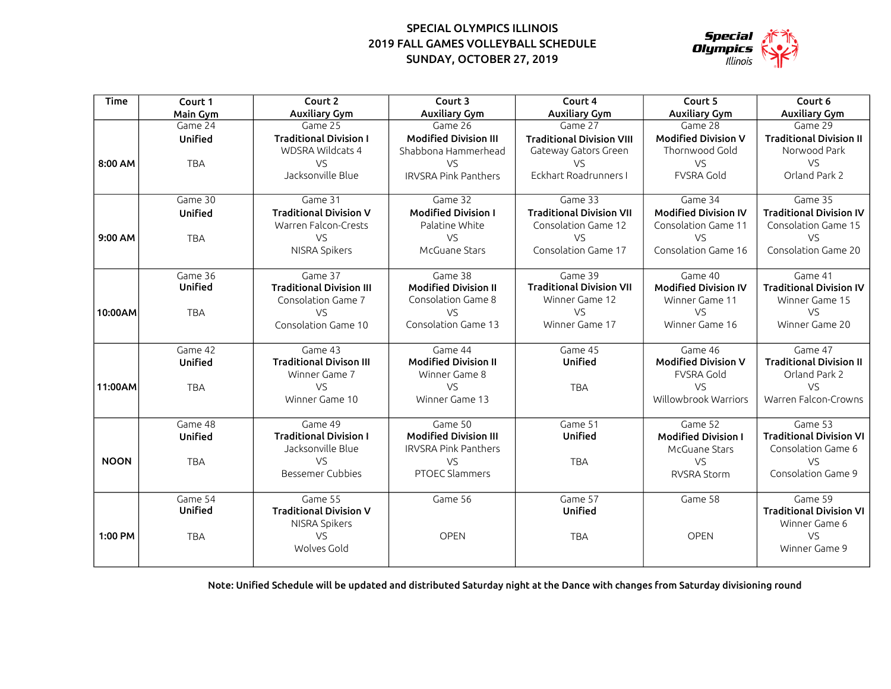# SPECIAL OLYMPICS ILLINOIS
# 2019 FALL GAMES VOLLEYBALL SCHEDULE
# SUNDAY, OCTOBER 27, 2019

| Time | Court 1 Main Gym | Court 2 Auxiliary Gym | Court 3 Auxiliary Gym | Court 4 Auxiliary Gym | Court 5 Auxiliary Gym | Court 6 Auxiliary Gym |
|---|---|---|---|---|---|---|
| 8:00 AM | Game 24 **Unified** TBA | Game 25 **Traditional Division I** WDSRA Wildcats 4 VS Jacksonville Blue | Game 26 **Modified Division III** Shabbona Hammerhead VS IRVSRA Pink Panthers | Game 27 **Traditional Division VIII** Gateway Gators Green VS Eckhart Roadrunners I | Game 28 **Modified Division V** Thornwood Gold VS FVSRA Gold | Game 29 **Traditional Division II** Norwood Park VS Orland Park 2 |
| 9:00 AM | Game 30 **Unified** TBA | Game 31 **Traditional Division V** Warren Falcon-Crests VS NISRA Spikers | Game 32 **Modified Division I** Palatine White VS McGuane Stars | Game 33 **Traditional Division VII** Consolation Game 12 VS Consolation Game 17 | Game 34 **Modified Division IV** Consolation Game 11 VS Consolation Game 16 | Game 35 **Traditional Division IV** Consolation Game 15 VS Consolation Game 20 |
| 10:00AM | Game 36 **Unified** TBA | Game 37 **Traditional Division III** Consolation Game 7 VS Consolation Game 10 | Game 38 **Modified Division II** Consolation Game 8 VS Consolation Game 13 | Game 39 **Traditional Division VII** Winner Game 12 VS Winner Game 17 | Game 40 **Modified Division IV** Winner Game 11 VS Winner Game 16 | Game 41 **Traditional Division IV** Winner Game 15 VS Winner Game 20 |
| 11:00AM | Game 42 **Unified** TBA | Game 43 **Traditional Divison III** Winner Game 7 VS Winner Game 10 | Game 44 **Modified Division II** Winner Game 8 VS Winner Game 13 | Game 45 **Unified** TBA | Game 46 **Modified Division V** FVSRA Gold VS Willowbrook Warriors | Game 47 **Traditional Division II** Orland Park 2 VS Warren Falcon-Crowns |
| NOON | Game 48 **Unified** TBA | Game 49 **Traditional Division I** Jacksonville Blue VS Bessemer Cubbies | Game 50 **Modified Division III** IRVSRA Pink Panthers VS PTOEC Slammers | Game 51 **Unified** TBA | Game 52 **Modified Division I** McGuane Stars VS RVSRA Storm | Game 53 **Traditional Division VI** Consolation Game 6 VS Consolation Game 9 |
| 1:00 PM | Game 54 **Unified** TBA | Game 55 **Traditional Division V** NISRA Spikers VS Wolves Gold | Game 56 OPEN | Game 57 **Unified** TBA | Game 58 OPEN | Game 59 **Traditional Division VI** Winner Game 6 VS Winner Game 9 |

**Note: Unified Schedule will be updated and distributed Saturday night at the Dance with changes from Saturday divisioning round**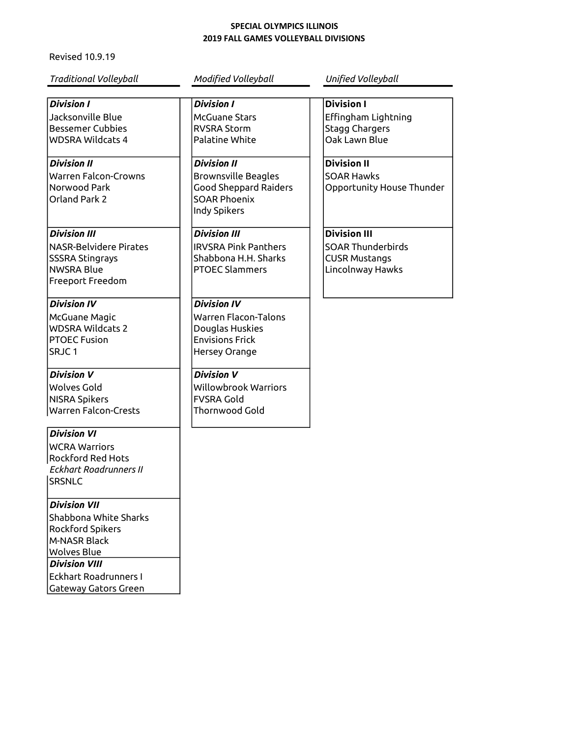**SPECIAL OLYMPICS ILLINOIS**
**2019 FALL GAMES VOLLEYBALL DIVISIONS**

Revised 10.9.19

## *Traditional Volleyball*

***Division I***
- Jacksonville Blue
- Bessemer Cubbies
- WDSRA Wildcats 4

***Division II***
- Warren Falcon-Crowns
- Norwood Park
- Orland Park 2

***Division III***
- NASR-Belvidere Pirates
- SSSRA Stingrays
- NWSRA Blue
- Freeport Freedom

***Division IV***
- McGuane Magic
- WDSRA Wildcats 2
- PTOEC Fusion
- SRJC 1

***Division V***
- Wolves Gold
- NISRA Spikers
- Warren Falcon-Crests

***Division VI***
- WCRA Warriors
- Rockford Red Hots
- *Eckhart Roadrunners II*
- SRSNLC

***Division VII***
- Shabbona White Sharks
- Rockford Spikers
- M-NASR Black
- Wolves Blue

***Division VIII***
- Eckhart Roadrunners I
- Gateway Gators Green

## *Modified Volleyball*

***Division I***
- McGuane Stars
- RVSRA Storm
- Palatine White

***Division II***
- Brownsville Beagles
- Good Sheppard Raiders
- SOAR Phoenix
- Indy Spikers

***Division III***
- IRVSRA Pink Panthers
- Shabbona H.H. Sharks
- PTOEC Slammers

***Division IV***
- Warren Flacon-Talons
- Douglas Huskies
- Envisions Frick
- Hersey Orange

***Division V***
- Willowbrook Warriors
- FVSRA Gold
- Thornwood Gold

## *Unified Volleyball*

**Division I**
- Effingham Lightning
- Stagg Chargers
- Oak Lawn Blue

**Division II**
- SOAR Hawks
- Opportunity House Thunder

**Division III**
- SOAR Thunderbirds
- CUSR Mustangs
- Lincolnway Hawks